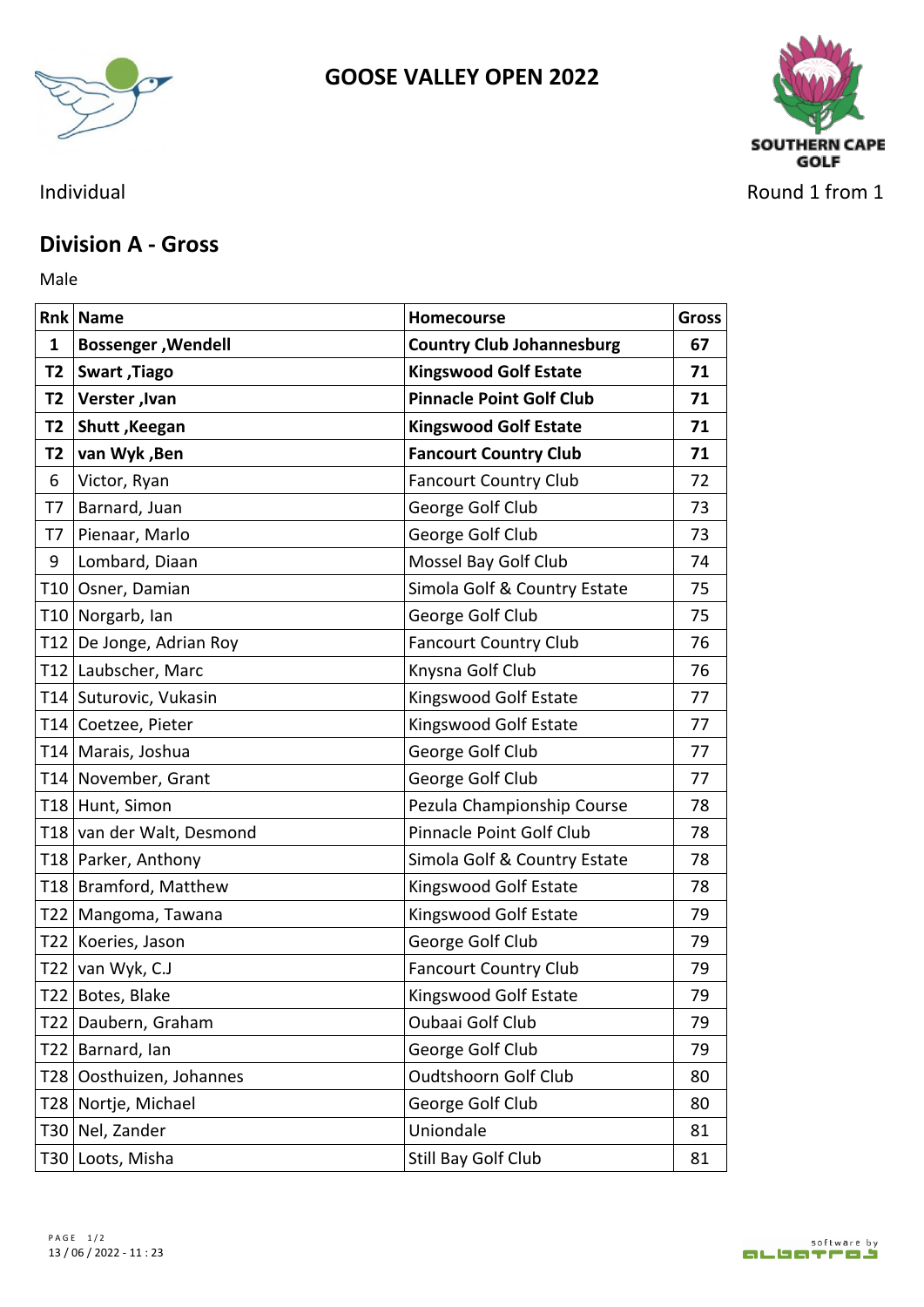# GOOSE VALLEY OPEN 2022

SOUTHERN CAPE GOLF

Individual

Round 1 from 1

## Division A - Gross

Male

| Rnk | Name | Homecourse | Gross |
|---|---|---|---|
| **1** | **Bossenger ,Wendell** | **Country Club Johannesburg** | **67** |
| **T2** | **Swart ,Tiago** | **Kingswood Golf Estate** | **71** |
| **T2** | **Verster ,Ivan** | **Pinnacle Point Golf Club** | **71** |
| **T2** | **Shutt ,Keegan** | **Kingswood Golf Estate** | **71** |
| **T2** | **van Wyk ,Ben** | **Fancourt Country Club** | **71** |
| 6 | Victor, Ryan | Fancourt Country Club | 72 |
| T7 | Barnard, Juan | George Golf Club | 73 |
| T7 | Pienaar, Marlo | George Golf Club | 73 |
| 9 | Lombard, Diaan | Mossel Bay Golf Club | 74 |
| T10 | Osner, Damian | Simola Golf & Country Estate | 75 |
| T10 | Norgarb, Ian | George Golf Club | 75 |
| T12 | De Jonge, Adrian Roy | Fancourt Country Club | 76 |
| T12 | Laubscher, Marc | Knysna Golf Club | 76 |
| T14 | Suturovic, Vukasin | Kingswood Golf Estate | 77 |
| T14 | Coetzee, Pieter | Kingswood Golf Estate | 77 |
| T14 | Marais, Joshua | George Golf Club | 77 |
| T14 | November, Grant | George Golf Club | 77 |
| T18 | Hunt, Simon | Pezula Championship Course | 78 |
| T18 | van der Walt, Desmond | Pinnacle Point Golf Club | 78 |
| T18 | Parker, Anthony | Simola Golf & Country Estate | 78 |
| T18 | Bramford, Matthew | Kingswood Golf Estate | 78 |
| T22 | Mangoma, Tawana | Kingswood Golf Estate | 79 |
| T22 | Koeries, Jason | George Golf Club | 79 |
| T22 | van Wyk, C.J | Fancourt Country Club | 79 |
| T22 | Botes, Blake | Kingswood Golf Estate | 79 |
| T22 | Daubern, Graham | Oubaai Golf Club | 79 |
| T22 | Barnard, Ian | George Golf Club | 79 |
| T28 | Oosthuizen, Johannes | Oudtshoorn Golf Club | 80 |
| T28 | Nortje, Michael | George Golf Club | 80 |
| T30 | Nel, Zander | Uniondale | 81 |
| T30 | Loots, Misha | Still Bay Golf Club | 81 |

13 / 06 / 2022 - 11 : 23

software by albatros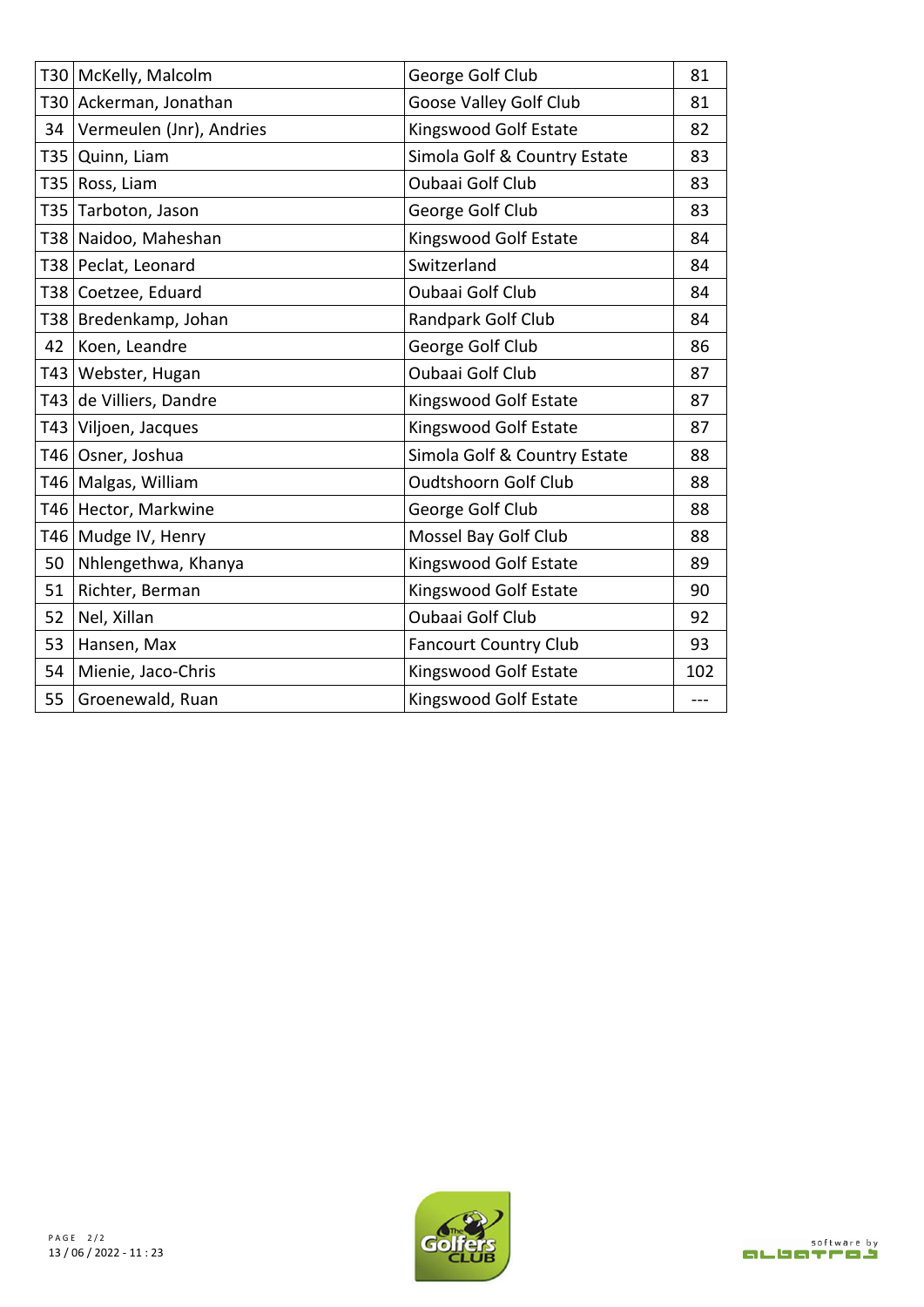| | | | |
|---|---|---|---|
| T30 | McKelly, Malcolm | George Golf Club | 81 |
| T30 | Ackerman, Jonathan | Goose Valley Golf Club | 81 |
| 34 | Vermeulen (Jnr), Andries | Kingswood Golf Estate | 82 |
| T35 | Quinn, Liam | Simola Golf & Country Estate | 83 |
| T35 | Ross, Liam | Oubaai Golf Club | 83 |
| T35 | Tarboton, Jason | George Golf Club | 83 |
| T38 | Naidoo, Maheshan | Kingswood Golf Estate | 84 |
| T38 | Peclat, Leonard | Switzerland | 84 |
| T38 | Coetzee, Eduard | Oubaai Golf Club | 84 |
| T38 | Bredenkamp, Johan | Randpark Golf Club | 84 |
| 42 | Koen, Leandre | George Golf Club | 86 |
| T43 | Webster, Hugan | Oubaai Golf Club | 87 |
| T43 | de Villiers, Dandre | Kingswood Golf Estate | 87 |
| T43 | Viljoen, Jacques | Kingswood Golf Estate | 87 |
| T46 | Osner, Joshua | Simola Golf & Country Estate | 88 |
| T46 | Malgas, William | Oudtshoorn Golf Club | 88 |
| T46 | Hector, Markwine | George Golf Club | 88 |
| T46 | Mudge IV, Henry | Mossel Bay Golf Club | 88 |
| 50 | Nhlengethwa, Khanya | Kingswood Golf Estate | 89 |
| 51 | Richter, Berman | Kingswood Golf Estate | 90 |
| 52 | Nel, Xillan | Oubaai Golf Club | 92 |
| 53 | Hansen, Max | Fancourt Country Club | 93 |
| 54 | Mienie, Jaco-Chris | Kingswood Golf Estate | 102 |
| 55 | Groenewald, Ruan | Kingswood Golf Estate | --- |

13 / 06 / 2022 - 11 : 23

software by albatros